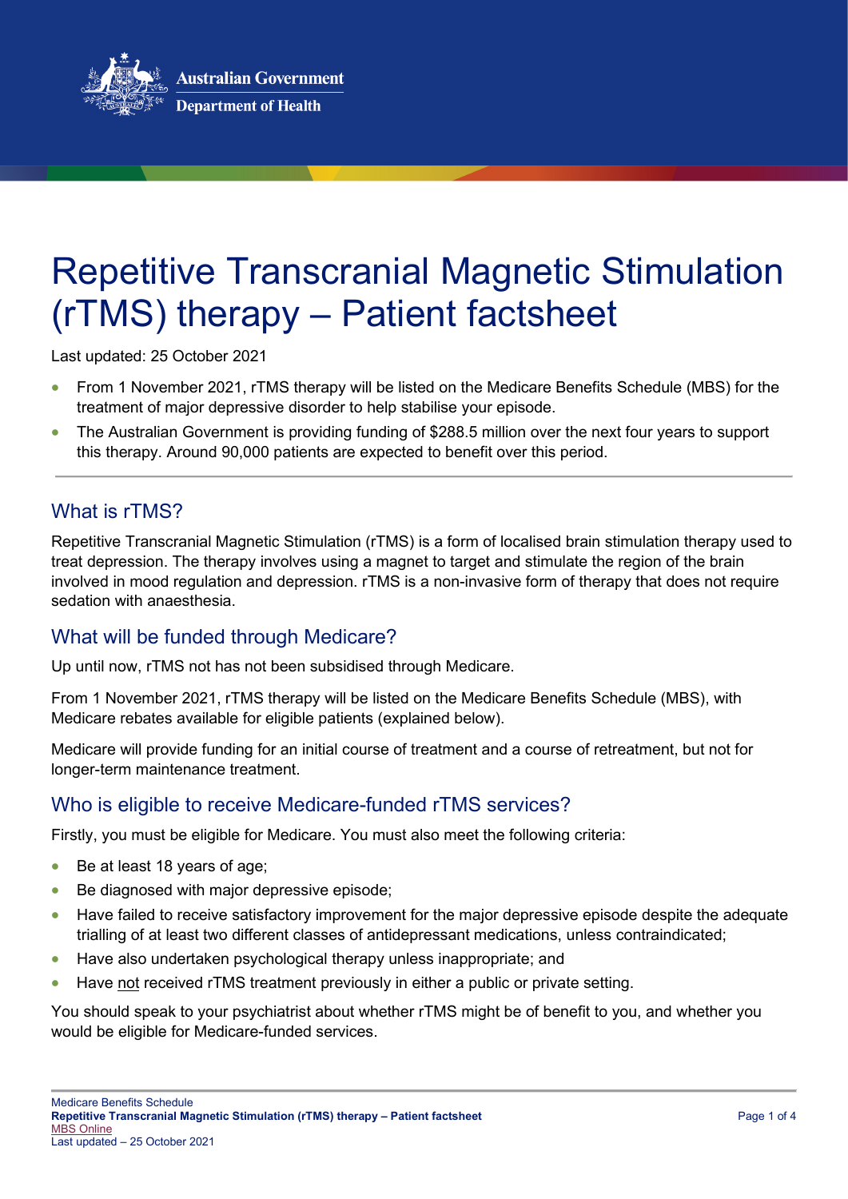# Repetitive Transcranial Magnetic Stimulation (rTMS) therapy – Patient factsheet

Last updated: 25 October 2021

- From 1 November 2021, rTMS therapy will be listed on the Medicare Benefits Schedule (MBS) for the treatment of major depressive disorder to help stabilise your episode.
- The Australian Government is providing funding of $288.5 million over the next four years to support this therapy. Around 90,000 patients are expected to benefit over this period.

## What is rTMS?

Repetitive Transcranial Magnetic Stimulation (rTMS) is a form of localised brain stimulation therapy used to treat depression. The therapy involves using a magnet to target and stimulate the region of the brain involved in mood regulation and depression. rTMS is a non-invasive form of therapy that does not require sedation with anaesthesia.

## What will be funded through Medicare?

Up until now, rTMS not has not been subsidised through Medicare.

From 1 November 2021, rTMS therapy will be listed on the Medicare Benefits Schedule (MBS), with Medicare rebates available for eligible patients (explained below).

Medicare will provide funding for an initial course of treatment and a course of retreatment, but not for longer-term maintenance treatment.

## Who is eligible to receive Medicare-funded rTMS services?

Firstly, you must be eligible for Medicare. You must also meet the following criteria:

- Be at least 18 years of age;
- Be diagnosed with major depressive episode;
- Have failed to receive satisfactory improvement for the major depressive episode despite the adequate trialling of at least two different classes of antidepressant medications, unless contraindicated;
- Have also undertaken psychological therapy unless inappropriate; and
- Have <u>not</u> received rTMS treatment previously in either a public or private setting.

You should speak to your psychiatrist about whether rTMS might be of benefit to you, and whether you would be eligible for Medicare-funded services.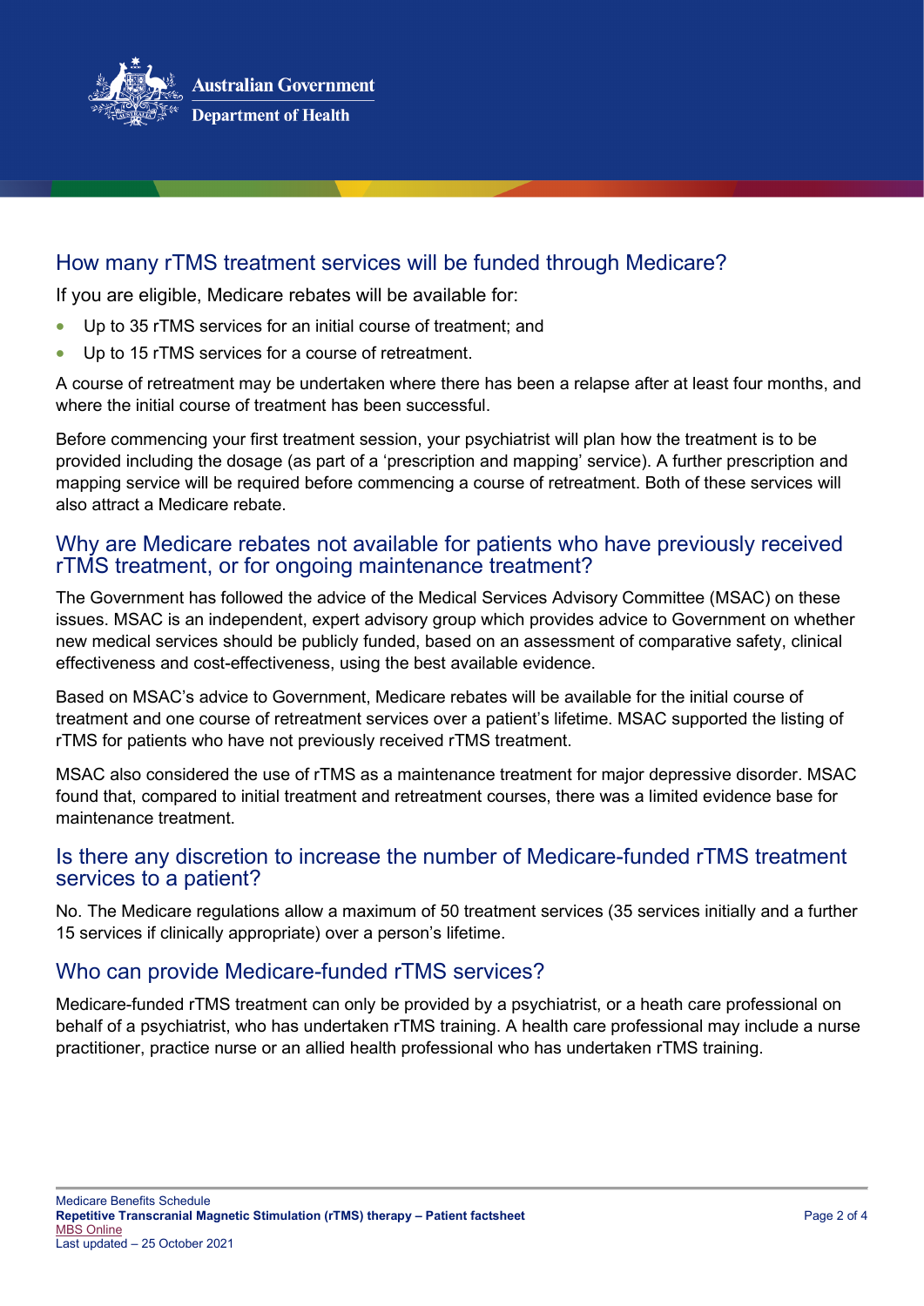## How many rTMS treatment services will be funded through Medicare?

If you are eligible, Medicare rebates will be available for:

- Up to 35 rTMS services for an initial course of treatment; and
- Up to 15 rTMS services for a course of retreatment.

A course of retreatment may be undertaken where there has been a relapse after at least four months, and where the initial course of treatment has been successful.

Before commencing your first treatment session, your psychiatrist will plan how the treatment is to be provided including the dosage (as part of a 'prescription and mapping' service). A further prescription and mapping service will be required before commencing a course of retreatment. Both of these services will also attract a Medicare rebate.

## Why are Medicare rebates not available for patients who have previously received rTMS treatment, or for ongoing maintenance treatment?

The Government has followed the advice of the Medical Services Advisory Committee (MSAC) on these issues. MSAC is an independent, expert advisory group which provides advice to Government on whether new medical services should be publicly funded, based on an assessment of comparative safety, clinical effectiveness and cost-effectiveness, using the best available evidence.

Based on MSAC's advice to Government, Medicare rebates will be available for the initial course of treatment and one course of retreatment services over a patient's lifetime. MSAC supported the listing of rTMS for patients who have not previously received rTMS treatment.

MSAC also considered the use of rTMS as a maintenance treatment for major depressive disorder. MSAC found that, compared to initial treatment and retreatment courses, there was a limited evidence base for maintenance treatment.

## Is there any discretion to increase the number of Medicare-funded rTMS treatment services to a patient?

No. The Medicare regulations allow a maximum of 50 treatment services (35 services initially and a further 15 services if clinically appropriate) over a person's lifetime.

## Who can provide Medicare-funded rTMS services?

Medicare-funded rTMS treatment can only be provided by a psychiatrist, or a heath care professional on behalf of a psychiatrist, who has undertaken rTMS training. A health care professional may include a nurse practitioner, practice nurse or an allied health professional who has undertaken rTMS training.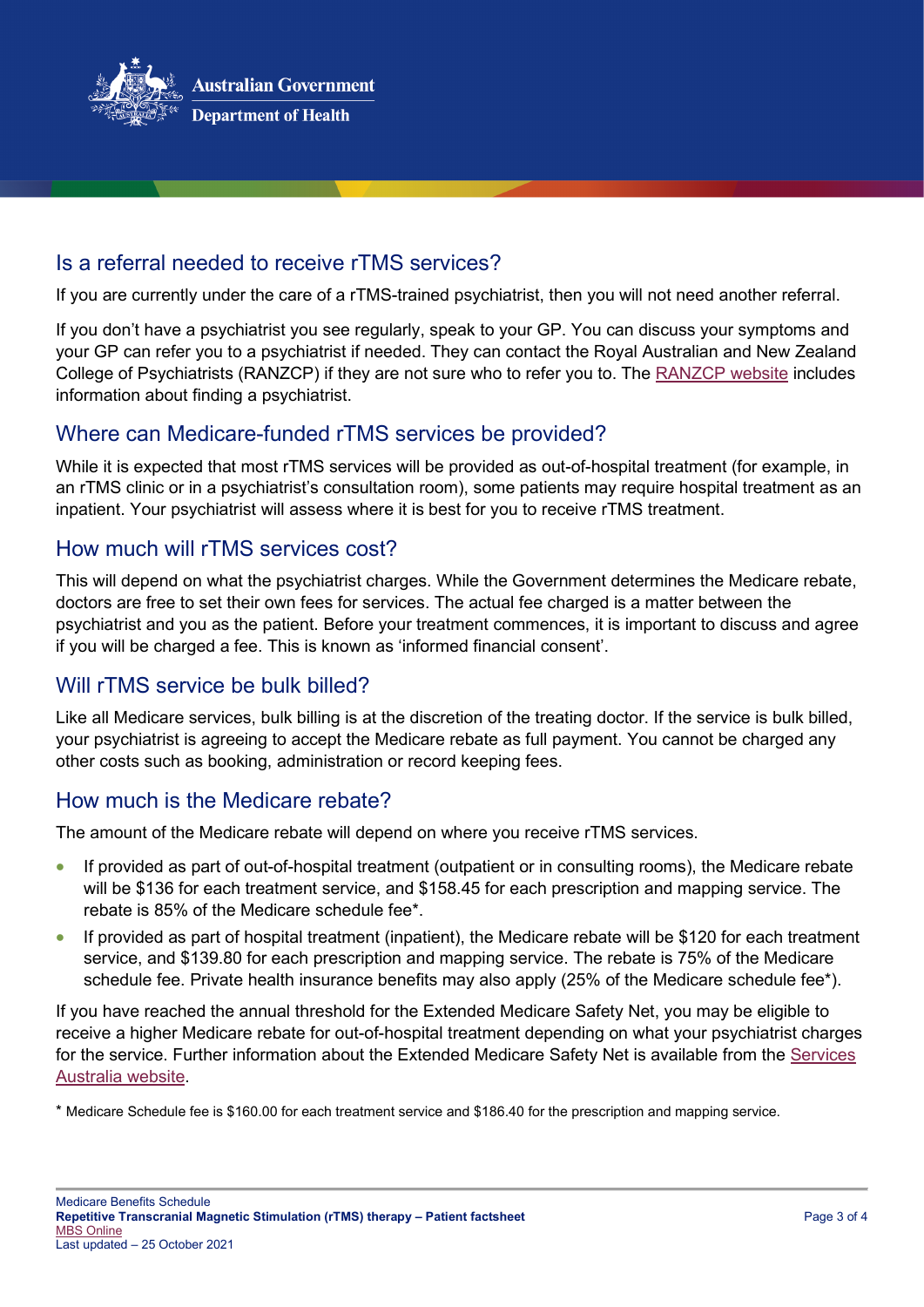## Is a referral needed to receive rTMS services?

If you are currently under the care of a rTMS-trained psychiatrist, then you will not need another referral.

If you don't have a psychiatrist you see regularly, speak to your GP. You can discuss your symptoms and your GP can refer you to a psychiatrist if needed. They can contact the Royal Australian and New Zealand College of Psychiatrists (RANZCP) if they are not sure who to refer you to. The RANZCP website includes information about finding a psychiatrist.

## Where can Medicare-funded rTMS services be provided?

While it is expected that most rTMS services will be provided as out-of-hospital treatment (for example, in an rTMS clinic or in a psychiatrist's consultation room), some patients may require hospital treatment as an inpatient. Your psychiatrist will assess where it is best for you to receive rTMS treatment.

## How much will rTMS services cost?

This will depend on what the psychiatrist charges. While the Government determines the Medicare rebate, doctors are free to set their own fees for services. The actual fee charged is a matter between the psychiatrist and you as the patient. Before your treatment commences, it is important to discuss and agree if you will be charged a fee. This is known as 'informed financial consent'.

## Will rTMS service be bulk billed?

Like all Medicare services, bulk billing is at the discretion of the treating doctor. If the service is bulk billed, your psychiatrist is agreeing to accept the Medicare rebate as full payment. You cannot be charged any other costs such as booking, administration or record keeping fees.

## How much is the Medicare rebate?

The amount of the Medicare rebate will depend on where you receive rTMS services.

- If provided as part of out-of-hospital treatment (outpatient or in consulting rooms), the Medicare rebate will be $136 for each treatment service, and $158.45 for each prescription and mapping service. The rebate is 85% of the Medicare schedule fee*.
- If provided as part of hospital treatment (inpatient), the Medicare rebate will be $120 for each treatment service, and $139.80 for each prescription and mapping service. The rebate is 75% of the Medicare schedule fee. Private health insurance benefits may also apply (25% of the Medicare schedule fee*).

If you have reached the annual threshold for the Extended Medicare Safety Net, you may be eligible to receive a higher Medicare rebate for out-of-hospital treatment depending on what your psychiatrist charges for the service. Further information about the Extended Medicare Safety Net is available from the Services Australia website.

\* Medicare Schedule fee is $160.00 for each treatment service and $186.40 for the prescription and mapping service.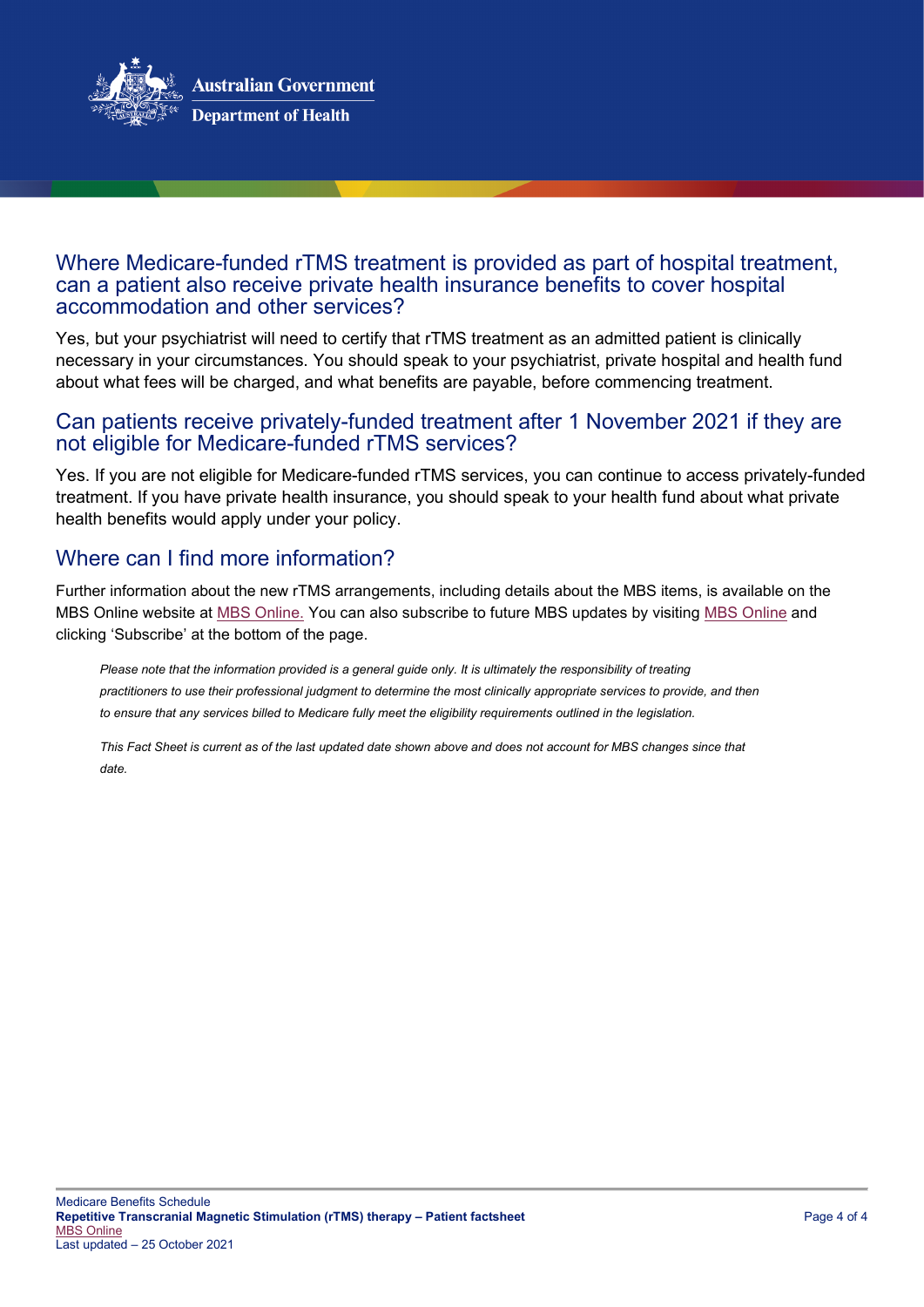## Where Medicare-funded rTMS treatment is provided as part of hospital treatment, can a patient also receive private health insurance benefits to cover hospital accommodation and other services?

Yes, but your psychiatrist will need to certify that rTMS treatment as an admitted patient is clinically necessary in your circumstances. You should speak to your psychiatrist, private hospital and health fund about what fees will be charged, and what benefits are payable, before commencing treatment.

## Can patients receive privately-funded treatment after 1 November 2021 if they are not eligible for Medicare-funded rTMS services?

Yes. If you are not eligible for Medicare-funded rTMS services, you can continue to access privately-funded treatment. If you have private health insurance, you should speak to your health fund about what private health benefits would apply under your policy.

## Where can I find more information?

Further information about the new rTMS arrangements, including details about the MBS items, is available on the MBS Online website at MBS Online. You can also subscribe to future MBS updates by visiting MBS Online and clicking 'Subscribe' at the bottom of the page.

*Please note that the information provided is a general guide only. It is ultimately the responsibility of treating practitioners to use their professional judgment to determine the most clinically appropriate services to provide, and then to ensure that any services billed to Medicare fully meet the eligibility requirements outlined in the legislation.*

*This Fact Sheet is current as of the last updated date shown above and does not account for MBS changes since that date.*